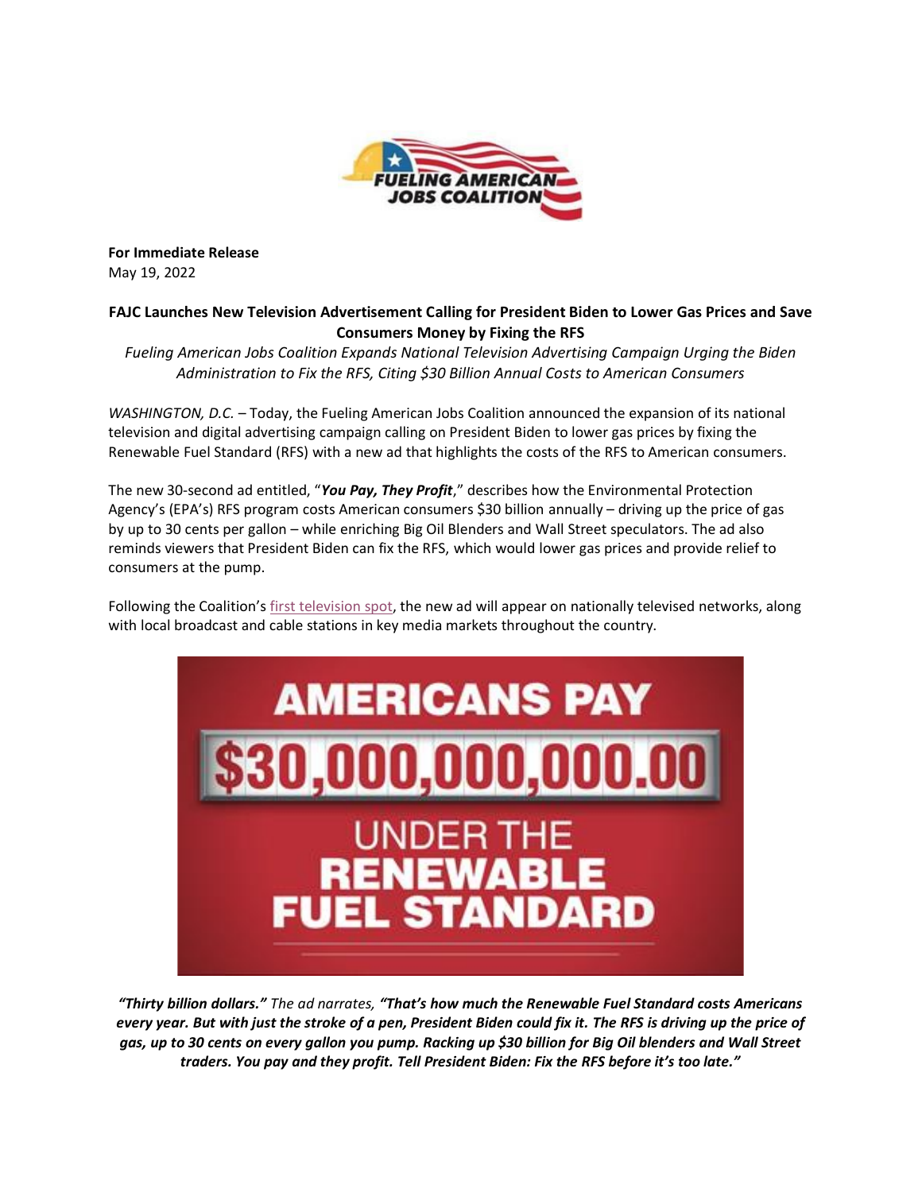**For Immediate Release**
May 19, 2022

**FAJC Launches New Television Advertisement Calling for President Biden to Lower Gas Prices and Save Consumers Money by Fixing the RFS**

*Fueling American Jobs Coalition Expands National Television Advertising Campaign Urging the Biden Administration to Fix the RFS, Citing $30 Billion Annual Costs to American Consumers*

*WASHINGTON, D.C.* – Today, the Fueling American Jobs Coalition announced the expansion of its national television and digital advertising campaign calling on President Biden to lower gas prices by fixing the Renewable Fuel Standard (RFS) with a new ad that highlights the costs of the RFS to American consumers.

The new 30-second ad entitled, "***You Pay, They Profit***," describes how the Environmental Protection Agency's (EPA's) RFS program costs American consumers $30 billion annually – driving up the price of gas by up to 30 cents per gallon – while enriching Big Oil Blenders and Wall Street speculators. The ad also reminds viewers that President Biden can fix the RFS, which would lower gas prices and provide relief to consumers at the pump.

Following the Coalition's first television spot, the new ad will appear on nationally televised networks, along with local broadcast and cable stations in key media markets throughout the country.

***"Thirty billion dollars."*** *The ad narrates,* ***"That's how much the Renewable Fuel Standard costs Americans every year. But with just the stroke of a pen, President Biden could fix it. The RFS is driving up the price of gas, up to 30 cents on every gallon you pump. Racking up $30 billion for Big Oil blenders and Wall Street traders. You pay and they profit. Tell President Biden: Fix the RFS before it's too late."***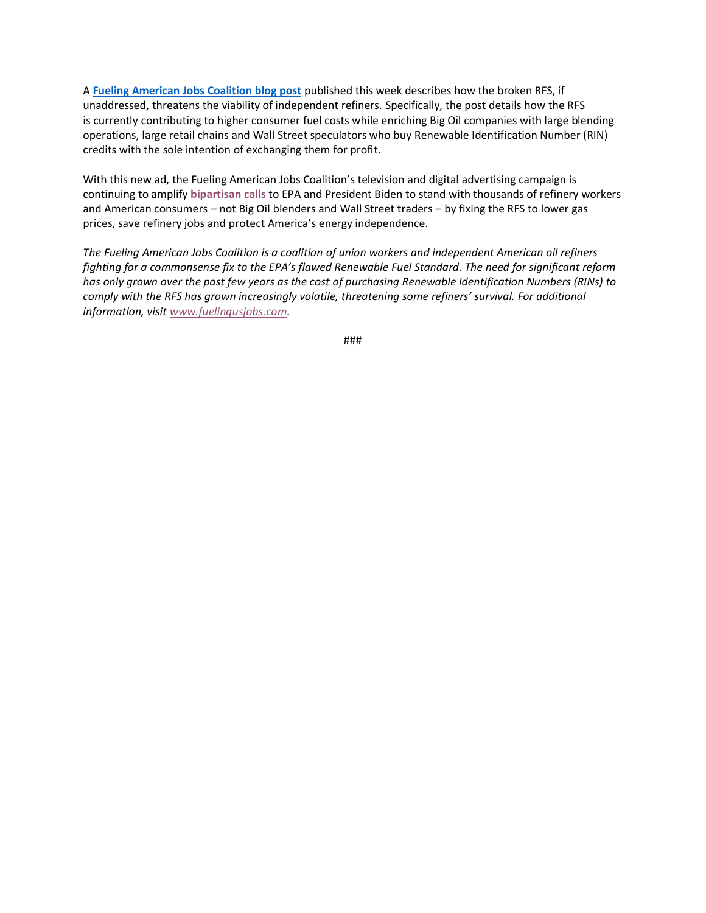A **Fueling American Jobs Coalition blog post** published this week describes how the broken RFS, if unaddressed, threatens the viability of independent refiners. Specifically, the post details how the RFS is currently contributing to higher consumer fuel costs while enriching Big Oil companies with large blending operations, large retail chains and Wall Street speculators who buy Renewable Identification Number (RIN) credits with the sole intention of exchanging them for profit.

With this new ad, the Fueling American Jobs Coalition's television and digital advertising campaign is continuing to amplify **bipartisan calls** to EPA and President Biden to stand with thousands of refinery workers and American consumers – not Big Oil blenders and Wall Street traders – by fixing the RFS to lower gas prices, save refinery jobs and protect America's energy independence.

*The Fueling American Jobs Coalition is a coalition of union workers and independent American oil refiners fighting for a commonsense fix to the EPA's flawed Renewable Fuel Standard. The need for significant reform has only grown over the past few years as the cost of purchasing Renewable Identification Numbers (RINs) to comply with the RFS has grown increasingly volatile, threatening some refiners' survival. For additional information, visit www.fuelingusjobs.com.*

###